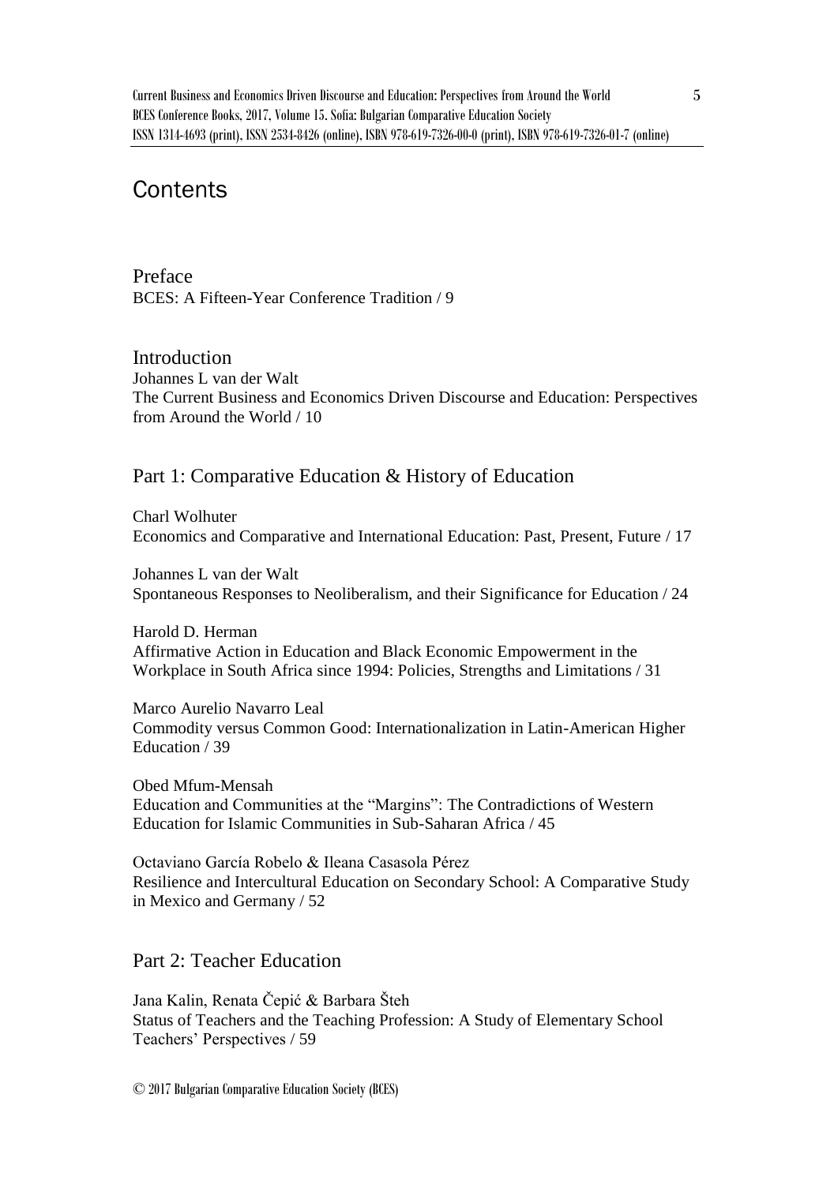# Contents

## Preface

BCES: A Fifteen-Year Conference Tradition / 9

## Introduction

Johannes L van der Walt
The Current Business and Economics Driven Discourse and Education: Perspectives from Around the World / 10

## Part 1: Comparative Education & History of Education

Charl Wolhuter
Economics and Comparative and International Education: Past, Present, Future / 17

Johannes L van der Walt
Spontaneous Responses to Neoliberalism, and their Significance for Education / 24

Harold D. Herman
Affirmative Action in Education and Black Economic Empowerment in the Workplace in South Africa since 1994: Policies, Strengths and Limitations / 31

Marco Aurelio Navarro Leal
Commodity versus Common Good: Internationalization in Latin-American Higher Education / 39

Obed Mfum-Mensah
Education and Communities at the "Margins": The Contradictions of Western Education for Islamic Communities in Sub-Saharan Africa / 45

Octaviano García Robelo & Ileana Casasola Pérez
Resilience and Intercultural Education on Secondary School: A Comparative Study in Mexico and Germany / 52

## Part 2: Teacher Education

Jana Kalin, Renata Čepić & Barbara Šteh
Status of Teachers and the Teaching Profession: A Study of Elementary School Teachers' Perspectives / 59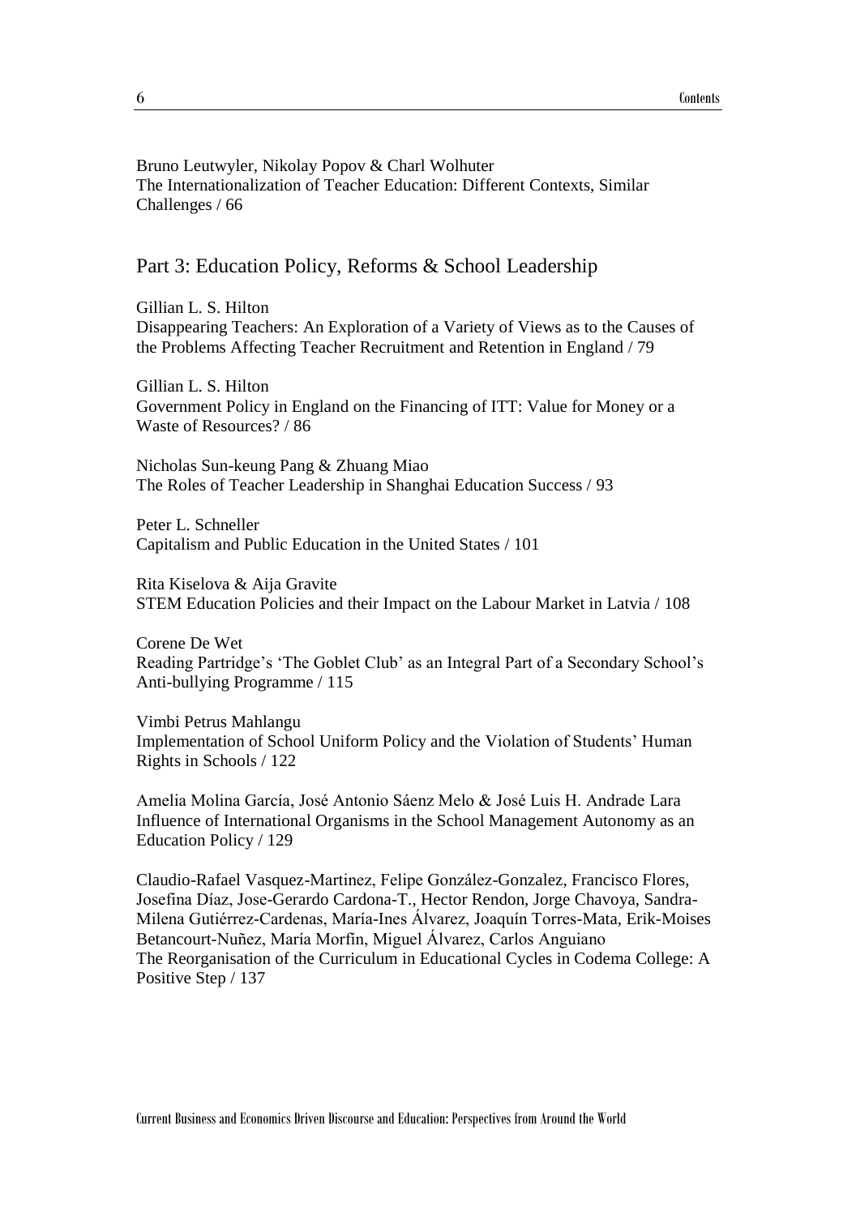Bruno Leutwyler, Nikolay Popov & Charl Wolhuter
The Internationalization of Teacher Education: Different Contexts, Similar Challenges / 66

## Part 3: Education Policy, Reforms & School Leadership

Gillian L. S. Hilton
Disappearing Teachers: An Exploration of a Variety of Views as to the Causes of the Problems Affecting Teacher Recruitment and Retention in England / 79

Gillian L. S. Hilton
Government Policy in England on the Financing of ITT: Value for Money or a Waste of Resources? / 86

Nicholas Sun-keung Pang & Zhuang Miao
The Roles of Teacher Leadership in Shanghai Education Success / 93

Peter L. Schneller
Capitalism and Public Education in the United States / 101

Rita Kiselova & Aija Gravite
STEM Education Policies and their Impact on the Labour Market in Latvia / 108

Corene De Wet
Reading Partridge's 'The Goblet Club' as an Integral Part of a Secondary School's Anti-bullying Programme / 115

Vimbi Petrus Mahlangu
Implementation of School Uniform Policy and the Violation of Students' Human Rights in Schools / 122

Amelia Molina García, José Antonio Sáenz Melo & José Luis H. Andrade Lara
Influence of International Organisms in the School Management Autonomy as an Education Policy / 129

Claudio-Rafael Vasquez-Martinez, Felipe González-Gonzalez, Francisco Flores, Josefina Díaz, Jose-Gerardo Cardona-T., Hector Rendon, Jorge Chavoya, Sandra-Milena Gutiérrez-Cardenas, María-Ines Álvarez, Joaquín Torres-Mata, Erik-Moises Betancourt-Nuñez, María Morfín, Miguel Álvarez, Carlos Anguiano
The Reorganisation of the Curriculum in Educational Cycles in Codema College: A Positive Step / 137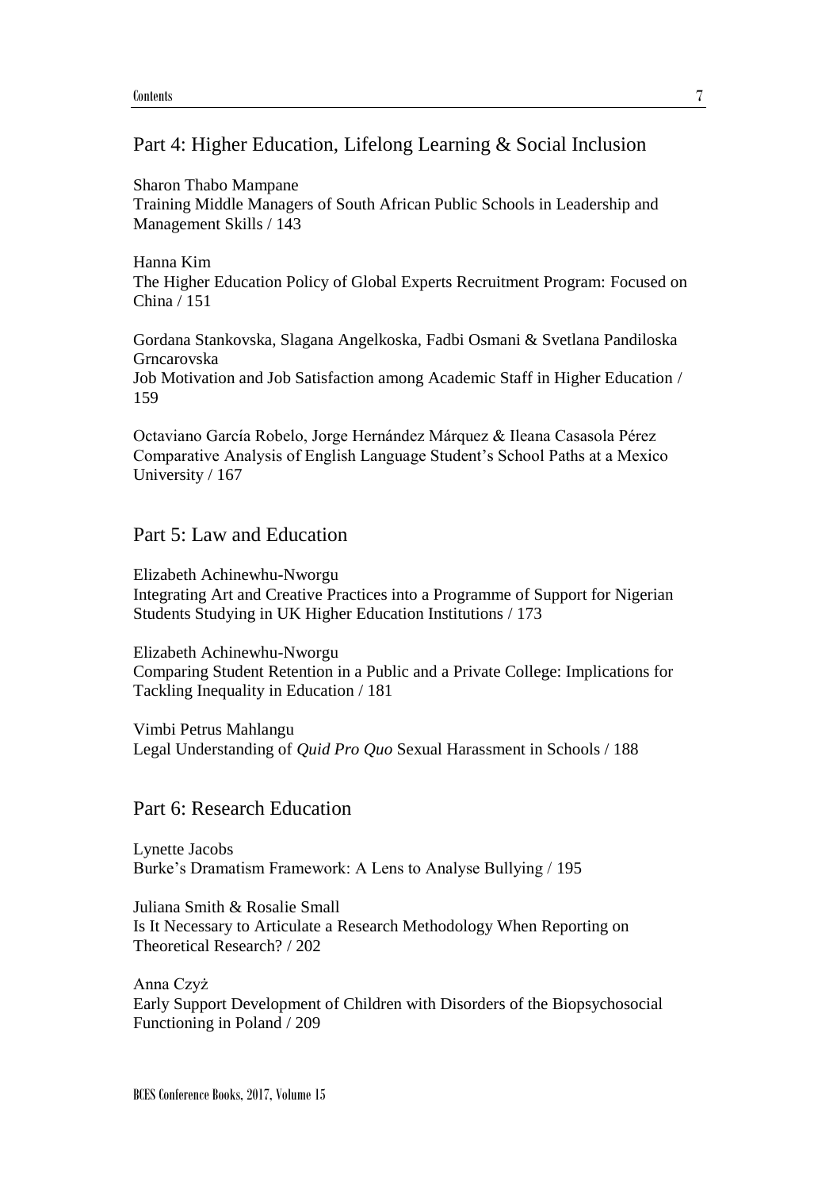## Part 4: Higher Education, Lifelong Learning & Social Inclusion

Sharon Thabo Mampane
Training Middle Managers of South African Public Schools in Leadership and Management Skills / 143

Hanna Kim
The Higher Education Policy of Global Experts Recruitment Program: Focused on China / 151

Gordana Stankovska, Slagana Angelkoska, Fadbi Osmani & Svetlana Pandiloska Grncarovska
Job Motivation and Job Satisfaction among Academic Staff in Higher Education / 159

Octaviano García Robelo, Jorge Hernández Márquez & Ileana Casasola Pérez
Comparative Analysis of English Language Student's School Paths at a Mexico University / 167

## Part 5: Law and Education

Elizabeth Achinewhu-Nworgu
Integrating Art and Creative Practices into a Programme of Support for Nigerian Students Studying in UK Higher Education Institutions / 173

Elizabeth Achinewhu-Nworgu
Comparing Student Retention in a Public and a Private College: Implications for Tackling Inequality in Education / 181

Vimbi Petrus Mahlangu
Legal Understanding of *Quid Pro Quo* Sexual Harassment in Schools / 188

## Part 6: Research Education

Lynette Jacobs
Burke's Dramatism Framework: A Lens to Analyse Bullying / 195

Juliana Smith & Rosalie Small
Is It Necessary to Articulate a Research Methodology When Reporting on Theoretical Research? / 202

Anna Czyż
Early Support Development of Children with Disorders of the Biopsychosocial Functioning in Poland / 209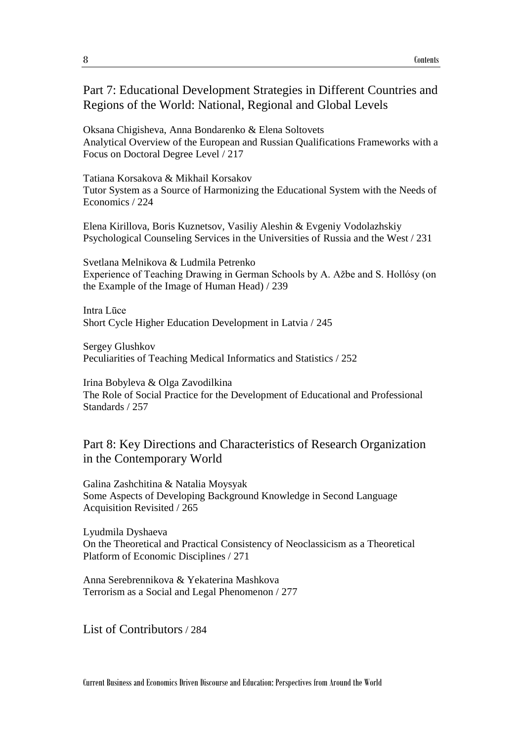## Part 7: Educational Development Strategies in Different Countries and Regions of the World: National, Regional and Global Levels

Oksana Chigisheva, Anna Bondarenko & Elena Soltovets
Analytical Overview of the European and Russian Qualifications Frameworks with a Focus on Doctoral Degree Level / 217

Tatiana Korsakova & Mikhail Korsakov
Tutor System as a Source of Harmonizing the Educational System with the Needs of Economics / 224

Elena Kirillova, Boris Kuznetsov, Vasiliy Aleshin & Evgeniy Vodolazhskiy
Psychological Counseling Services in the Universities of Russia and the West / 231

Svetlana Melnikova & Ludmila Petrenko
Experience of Teaching Drawing in German Schools by A. Ažbe and S. Hollósy (on the Example of the Image of Human Head) / 239

Intra Lūce
Short Cycle Higher Education Development in Latvia / 245

Sergey Glushkov
Peculiarities of Teaching Medical Informatics and Statistics / 252

Irina Bobyleva & Olga Zavodilkina
The Role of Social Practice for the Development of Educational and Professional Standards / 257

## Part 8: Key Directions and Characteristics of Research Organization in the Contemporary World

Galina Zashchitina & Natalia Moysyak
Some Aspects of Developing Background Knowledge in Second Language Acquisition Revisited / 265

Lyudmila Dyshaeva
On the Theoretical and Practical Consistency of Neoclassicism as a Theoretical Platform of Economic Disciplines / 271

Anna Serebrennikova & Yekaterina Mashkova
Terrorism as a Social and Legal Phenomenon / 277

## List of Contributors / 284